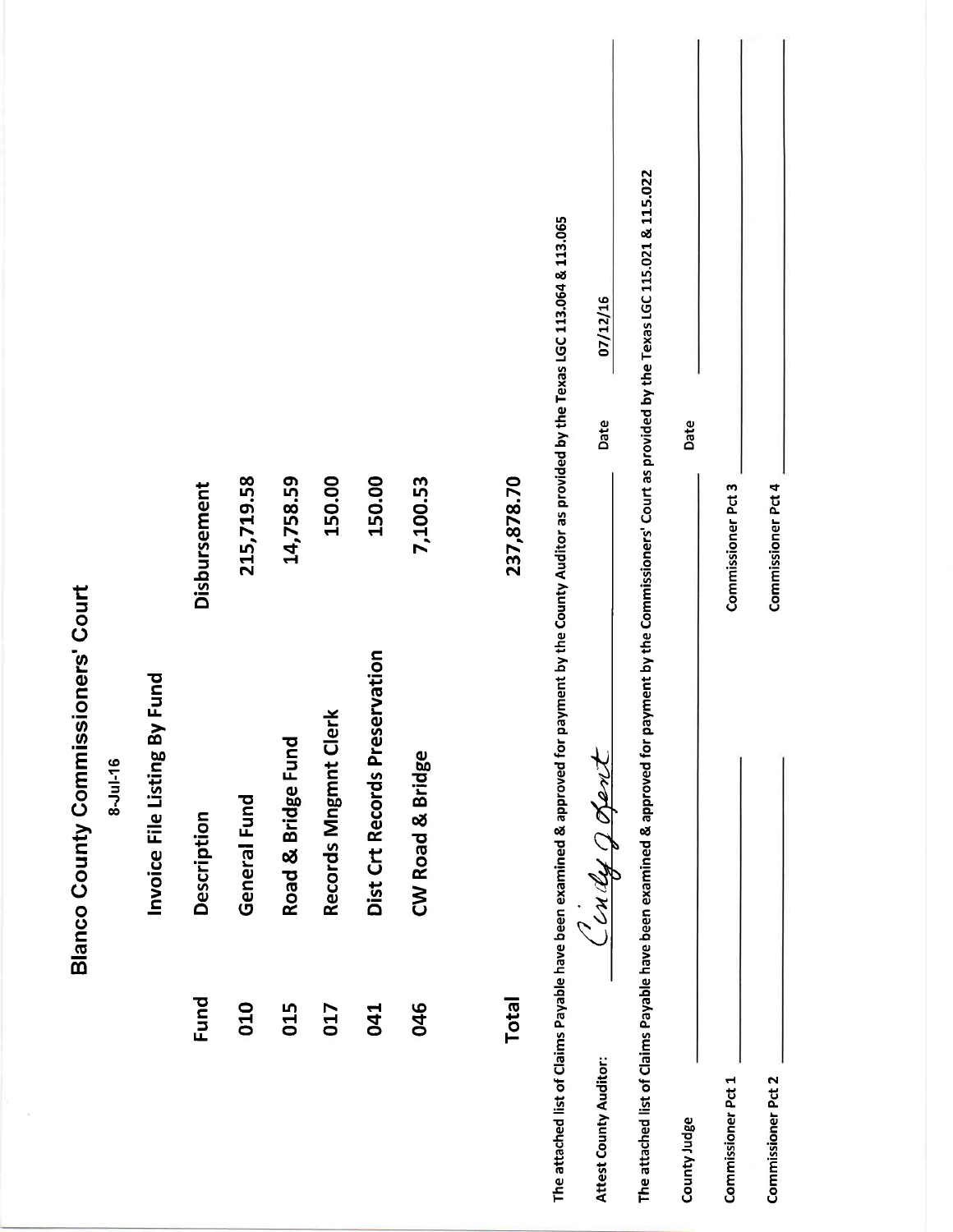# Blanco County Commissioners' Court

8-Jul-16

## Invoice File Listing By Fund

| Fund | Description | Disbursement |
|---|---|---|
| 010 | General Fund | 215,719.58 |
| 015 | Road & Bridge Fund | 14,758.59 |
| 017 | Records Mngmnt Clerk | 150.00 |
| 041 | Dist Crt Records Preservation | 150.00 |
| 046 | CW Road & Bridge | 7,100.53 |
| Total | | 237,878.70 |

The attached list of Claims Payable have been examined & approved for payment by the County Auditor as provided by the Texas LGC 113.064 & 113.065

Attest County Auditor: Cindy J Kent Date 07/12/16

The attached list of Claims Payable have been examined & approved for payment by the Commissioners' Court as provided by the Texas LGC 115.021 & 115.022

County Judge ____________________ Date ____________________

Commissioner Pct 1 ____________________ Commissioner Pct 3 ____________________

Commissioner Pct 2 ____________________ Commissioner Pct 4 ____________________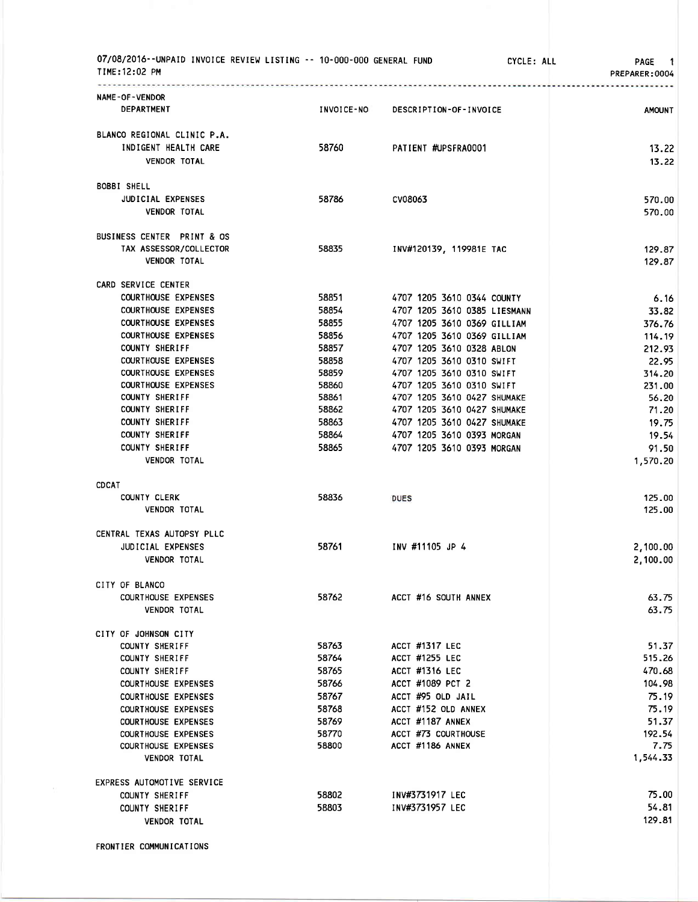07/08/2016--UNPAID INVOICE REVIEW LISTING -- 10-000-000 GENERAL FUND CYCLE: ALL PAGE 1
TIME:12:02 PM PREPARER:0004

| NAME-OF-VENDOR / DEPARTMENT | INVOICE-NO | DESCRIPTION-OF-INVOICE | AMOUNT |
|---|---|---|---|
| BLANCO REGIONAL CLINIC P.A. | | | |
| INDIGENT HEALTH CARE | 58760 | PATIENT #UPSFRA0001 | 13.22 |
| VENDOR TOTAL | | | 13.22 |
| BOBBI SHELL | | | |
| JUDICIAL EXPENSES | 58786 | CV08063 | 570.00 |
| VENDOR TOTAL | | | 570.00 |
| BUSINESS CENTER PRINT & OS | | | |
| TAX ASSESSOR/COLLECTOR | 58835 | INV#120139, 119981E TAC | 129.87 |
| VENDOR TOTAL | | | 129.87 |
| CARD SERVICE CENTER | | | |
| COURTHOUSE EXPENSES | 58851 | 4707 1205 3610 0344 COUNTY | 6.16 |
| COURTHOUSE EXPENSES | 58854 | 4707 1205 3610 0385 LIESMANN | 33.82 |
| COURTHOUSE EXPENSES | 58855 | 4707 1205 3610 0369 GILLIAM | 376.76 |
| COURTHOUSE EXPENSES | 58856 | 4707 1205 3610 0369 GILLIAM | 114.19 |
| COUNTY SHERIFF | 58857 | 4707 1205 3610 0328 ABLON | 212.93 |
| COURTHOUSE EXPENSES | 58858 | 4707 1205 3610 0310 SWIFT | 22.95 |
| COURTHOUSE EXPENSES | 58859 | 4707 1205 3610 0310 SWIFT | 314.20 |
| COURTHOUSE EXPENSES | 58860 | 4707 1205 3610 0310 SWIFT | 231.00 |
| COUNTY SHERIFF | 58861 | 4707 1205 3610 0427 SHUMAKE | 56.20 |
| COUNTY SHERIFF | 58862 | 4707 1205 3610 0427 SHUMAKE | 71.20 |
| COUNTY SHERIFF | 58863 | 4707 1205 3610 0427 SHUMAKE | 19.75 |
| COUNTY SHERIFF | 58864 | 4707 1205 3610 0393 MORGAN | 19.54 |
| COUNTY SHERIFF | 58865 | 4707 1205 3610 0393 MORGAN | 91.50 |
| VENDOR TOTAL | | | 1,570.20 |
| CDCAT | | | |
| COUNTY CLERK | 58836 | DUES | 125.00 |
| VENDOR TOTAL | | | 125.00 |
| CENTRAL TEXAS AUTOPSY PLLC | | | |
| JUDICIAL EXPENSES | 58761 | INV #11105 JP 4 | 2,100.00 |
| VENDOR TOTAL | | | 2,100.00 |
| CITY OF BLANCO | | | |
| COURTHOUSE EXPENSES | 58762 | ACCT #16 SOUTH ANNEX | 63.75 |
| VENDOR TOTAL | | | 63.75 |
| CITY OF JOHNSON CITY | | | |
| COUNTY SHERIFF | 58763 | ACCT #1317 LEC | 51.37 |
| COUNTY SHERIFF | 58764 | ACCT #1255 LEC | 515.26 |
| COUNTY SHERIFF | 58765 | ACCT #1316 LEC | 470.68 |
| COURTHOUSE EXPENSES | 58766 | ACCT #1089 PCT 2 | 104.98 |
| COURTHOUSE EXPENSES | 58767 | ACCT #95 OLD JAIL | 75.19 |
| COURTHOUSE EXPENSES | 58768 | ACCT #152 OLD ANNEX | 75.19 |
| COURTHOUSE EXPENSES | 58769 | ACCT #1187 ANNEX | 51.37 |
| COURTHOUSE EXPENSES | 58770 | ACCT #73 COURTHOUSE | 192.54 |
| COURTHOUSE EXPENSES | 58800 | ACCT #1186 ANNEX | 7.75 |
| VENDOR TOTAL | | | 1,544.33 |
| EXPRESS AUTOMOTIVE SERVICE | | | |
| COUNTY SHERIFF | 58802 | INV#3731917 LEC | 75.00 |
| COUNTY SHERIFF | 58803 | INV#3731957 LEC | 54.81 |
| VENDOR TOTAL | | | 129.81 |
| FRONTIER COMMUNICATIONS | | | |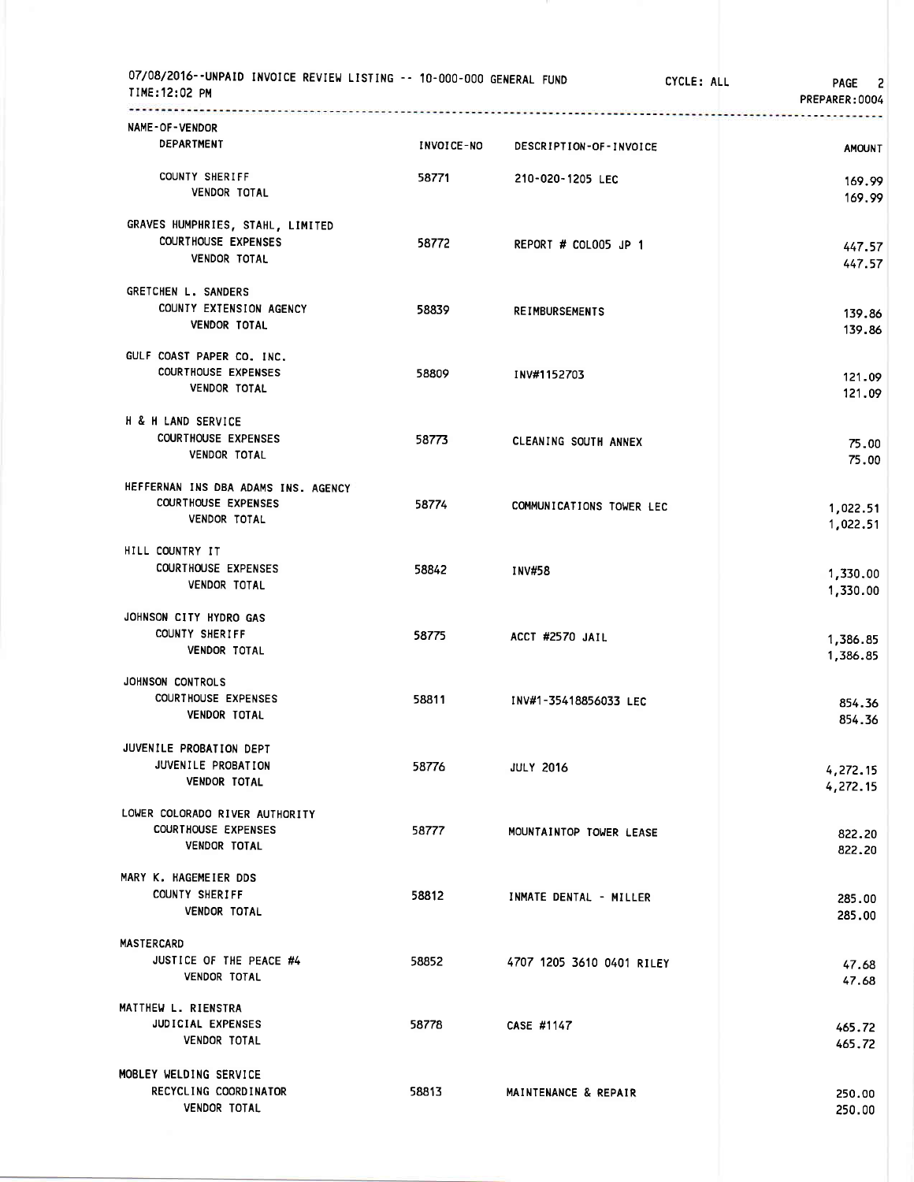07/08/2016--UNPAID INVOICE REVIEW LISTING -- 10-000-000 GENERAL FUND CYCLE: ALL

TIME:12:02 PM PREPARER:0004

| NAME-OF-VENDOR / DEPARTMENT | INVOICE-NO | DESCRIPTION-OF-INVOICE | AMOUNT |
|---|---|---|---|
| COUNTY SHERIFF | 58771 | 210-020-1205 LEC | 169.99 |
| VENDOR TOTAL | | | 169.99 |
| GRAVES HUMPHRIES, STAHL, LIMITED | | | |
| COURTHOUSE EXPENSES | 58772 | REPORT # COL005 JP 1 | 447.57 |
| VENDOR TOTAL | | | 447.57 |
| GRETCHEN L. SANDERS | | | |
| COUNTY EXTENSION AGENCY | 58839 | REIMBURSEMENTS | 139.86 |
| VENDOR TOTAL | | | 139.86 |
| GULF COAST PAPER CO. INC. | | | |
| COURTHOUSE EXPENSES | 58809 | INV#1152703 | 121.09 |
| VENDOR TOTAL | | | 121.09 |
| H & H LAND SERVICE | | | |
| COURTHOUSE EXPENSES | 58773 | CLEANING SOUTH ANNEX | 75.00 |
| VENDOR TOTAL | | | 75.00 |
| HEFFERNAN INS DBA ADAMS INS. AGENCY | | | |
| COURTHOUSE EXPENSES | 58774 | COMMUNICATIONS TOWER LEC | 1,022.51 |
| VENDOR TOTAL | | | 1,022.51 |
| HILL COUNTRY IT | | | |
| COURTHOUSE EXPENSES | 58842 | INV#58 | 1,330.00 |
| VENDOR TOTAL | | | 1,330.00 |
| JOHNSON CITY HYDRO GAS | | | |
| COUNTY SHERIFF | 58775 | ACCT #2570 JAIL | 1,386.85 |
| VENDOR TOTAL | | | 1,386.85 |
| JOHNSON CONTROLS | | | |
| COURTHOUSE EXPENSES | 58811 | INV#1-35418856033 LEC | 854.36 |
| VENDOR TOTAL | | | 854.36 |
| JUVENILE PROBATION DEPT | | | |
| JUVENILE PROBATION | 58776 | JULY 2016 | 4,272.15 |
| VENDOR TOTAL | | | 4,272.15 |
| LOWER COLORADO RIVER AUTHORITY | | | |
| COURTHOUSE EXPENSES | 58777 | MOUNTAINTOP TOWER LEASE | 822.20 |
| VENDOR TOTAL | | | 822.20 |
| MARY K. HAGEMEIER DDS | | | |
| COUNTY SHERIFF | 58812 | INMATE DENTAL - MILLER | 285.00 |
| VENDOR TOTAL | | | 285.00 |
| MASTERCARD | | | |
| JUSTICE OF THE PEACE #4 | 58852 | 4707 1205 3610 0401 RILEY | 47.68 |
| VENDOR TOTAL | | | 47.68 |
| MATTHEW L. RIENSTRA | | | |
| JUDICIAL EXPENSES | 58778 | CASE #1147 | 465.72 |
| VENDOR TOTAL | | | 465.72 |
| MOBLEY WELDING SERVICE | | | |
| RECYCLING COORDINATOR | 58813 | MAINTENANCE & REPAIR | 250.00 |
| VENDOR TOTAL | | | 250.00 |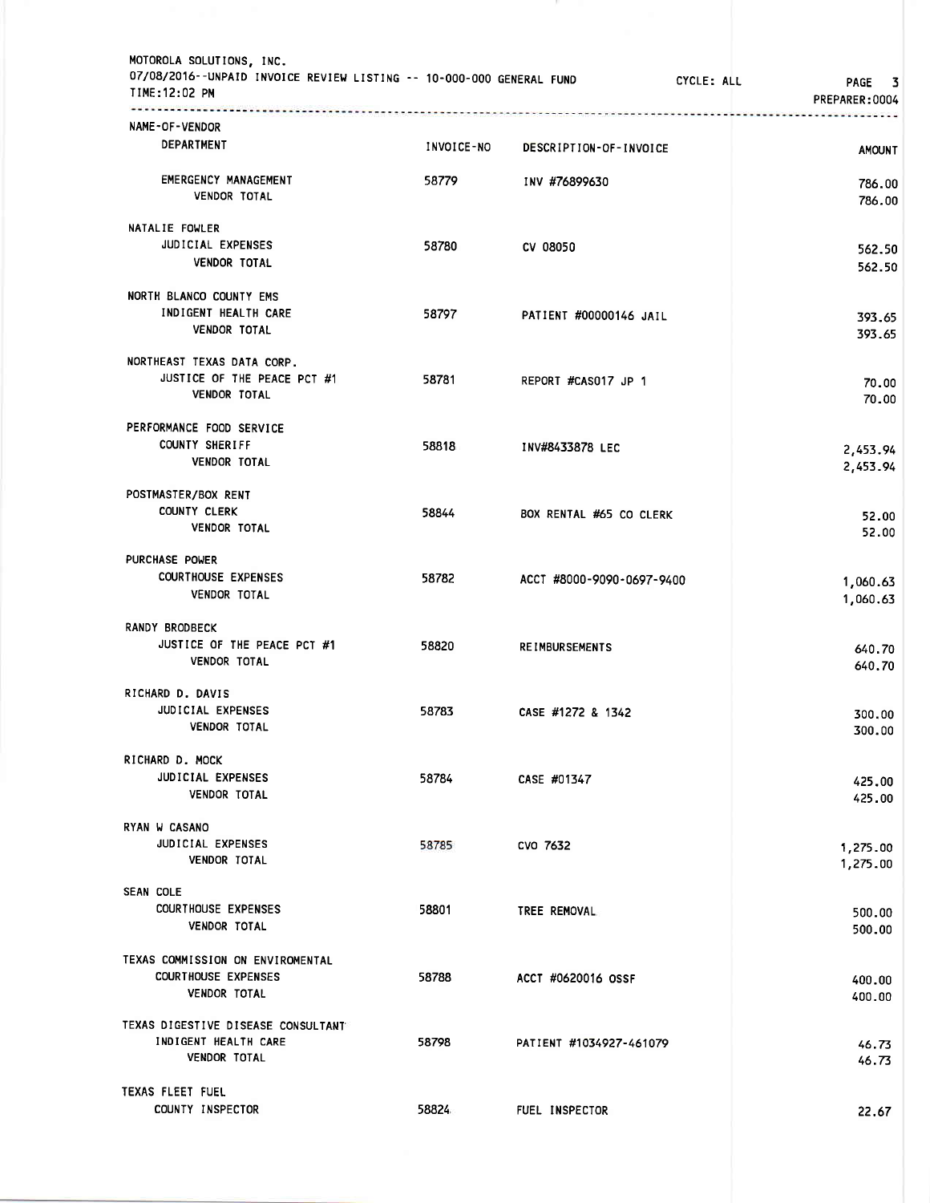MOTOROLA SOLUTIONS, INC.
07/08/2016--UNPAID INVOICE REVIEW LISTING -- 10-000-000 GENERAL FUND CYCLE: ALL
TIME:12:02 PM
PREPARER:0004

| NAME-OF-VENDOR DEPARTMENT | INVOICE-NO | DESCRIPTION-OF-INVOICE | AMOUNT |
|---|---|---|---|
| EMERGENCY MANAGEMENT | 58779 | INV #76899630 | 786.00 |
| VENDOR TOTAL | | | 786.00 |
| NATALIE FOWLER | | | |
| JUDICIAL EXPENSES | 58780 | CV 08050 | 562.50 |
| VENDOR TOTAL | | | 562.50 |
| NORTH BLANCO COUNTY EMS | | | |
| INDIGENT HEALTH CARE | 58797 | PATIENT #00000146 JAIL | 393.65 |
| VENDOR TOTAL | | | 393.65 |
| NORTHEAST TEXAS DATA CORP. | | | |
| JUSTICE OF THE PEACE PCT #1 | 58781 | REPORT #CAS017 JP 1 | 70.00 |
| VENDOR TOTAL | | | 70.00 |
| PERFORMANCE FOOD SERVICE | | | |
| COUNTY SHERIFF | 58818 | INV#8433878 LEC | 2,453.94 |
| VENDOR TOTAL | | | 2,453.94 |
| POSTMASTER/BOX RENT | | | |
| COUNTY CLERK | 58844 | BOX RENTAL #65 CO CLERK | 52.00 |
| VENDOR TOTAL | | | 52.00 |
| PURCHASE POWER | | | |
| COURTHOUSE EXPENSES | 58782 | ACCT #8000-9090-0697-9400 | 1,060.63 |
| VENDOR TOTAL | | | 1,060.63 |
| RANDY BRODBECK | | | |
| JUSTICE OF THE PEACE PCT #1 | 58820 | REIMBURSEMENTS | 640.70 |
| VENDOR TOTAL | | | 640.70 |
| RICHARD D. DAVIS | | | |
| JUDICIAL EXPENSES | 58783 | CASE #1272 & 1342 | 300.00 |
| VENDOR TOTAL | | | 300.00 |
| RICHARD D. MOCK | | | |
| JUDICIAL EXPENSES | 58784 | CASE #01347 | 425.00 |
| VENDOR TOTAL | | | 425.00 |
| RYAN W CASANO | | | |
| JUDICIAL EXPENSES | 58785 | CVO 7632 | 1,275.00 |
| VENDOR TOTAL | | | 1,275.00 |
| SEAN COLE | | | |
| COURTHOUSE EXPENSES | 58801 | TREE REMOVAL | 500.00 |
| VENDOR TOTAL | | | 500.00 |
| TEXAS COMMISSION ON ENVIROMENTAL | | | |
| COURTHOUSE EXPENSES | 58788 | ACCT #0620016 OSSF | 400.00 |
| VENDOR TOTAL | | | 400.00 |
| TEXAS DIGESTIVE DISEASE CONSULTANT | | | |
| INDIGENT HEALTH CARE | 58798 | PATIENT #1034927-461079 | 46.73 |
| VENDOR TOTAL | | | 46.73 |
| TEXAS FLEET FUEL | | | |
| COUNTY INSPECTOR | 58824 | FUEL INSPECTOR | 22.67 |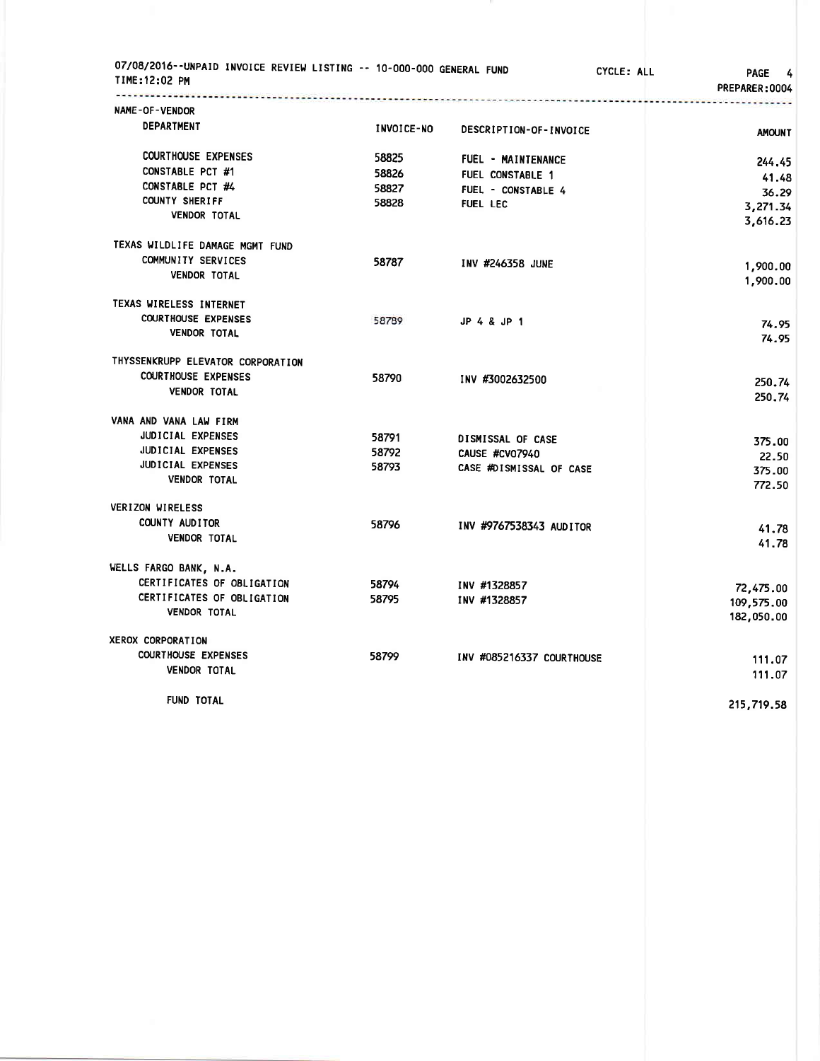07/08/2016--UNPAID INVOICE REVIEW LISTING -- 10-000-000 GENERAL FUND CYCLE: ALL

TIME:12:02 PM PREPARER:0004

| NAME-OF-VENDOR / DEPARTMENT | INVOICE-NO | DESCRIPTION-OF-INVOICE | AMOUNT |
|---|---|---|---|
| COURTHOUSE EXPENSES | 58825 | FUEL - MAINTENANCE | 244.45 |
| CONSTABLE PCT #1 | 58826 | FUEL CONSTABLE 1 | 41.48 |
| CONSTABLE PCT #4 | 58827 | FUEL - CONSTABLE 4 | 36.29 |
| COUNTY SHERIFF | 58828 | FUEL LEC | 3,271.34 |
| VENDOR TOTAL | | | 3,616.23 |
| TEXAS WILDLIFE DAMAGE MGMT FUND | | | |
| COMMUNITY SERVICES | 58787 | INV #246358 JUNE | 1,900.00 |
| VENDOR TOTAL | | | 1,900.00 |
| TEXAS WIRELESS INTERNET | | | |
| COURTHOUSE EXPENSES | 58789 | JP 4 & JP 1 | 74.95 |
| VENDOR TOTAL | | | 74.95 |
| THYSSENKRUPP ELEVATOR CORPORATION | | | |
| COURTHOUSE EXPENSES | 58790 | INV #3002632500 | 250.74 |
| VENDOR TOTAL | | | 250.74 |
| VANA AND VANA LAW FIRM | | | |
| JUDICIAL EXPENSES | 58791 | DISMISSAL OF CASE | 375.00 |
| JUDICIAL EXPENSES | 58792 | CAUSE #CV07940 | 22.50 |
| JUDICIAL EXPENSES | 58793 | CASE #DISMISSAL OF CASE | 375.00 |
| VENDOR TOTAL | | | 772.50 |
| VERIZON WIRELESS | | | |
| COUNTY AUDITOR | 58796 | INV #9767538343 AUDITOR | 41.78 |
| VENDOR TOTAL | | | 41.78 |
| WELLS FARGO BANK, N.A. | | | |
| CERTIFICATES OF OBLIGATION | 58794 | INV #1328857 | 72,475.00 |
| CERTIFICATES OF OBLIGATION | 58795 | INV #1328857 | 109,575.00 |
| VENDOR TOTAL | | | 182,050.00 |
| XEROX CORPORATION | | | |
| COURTHOUSE EXPENSES | 58799 | INV #085216337 COURTHOUSE | 111.07 |
| VENDOR TOTAL | | | 111.07 |
| FUND TOTAL | | | 215,719.58 |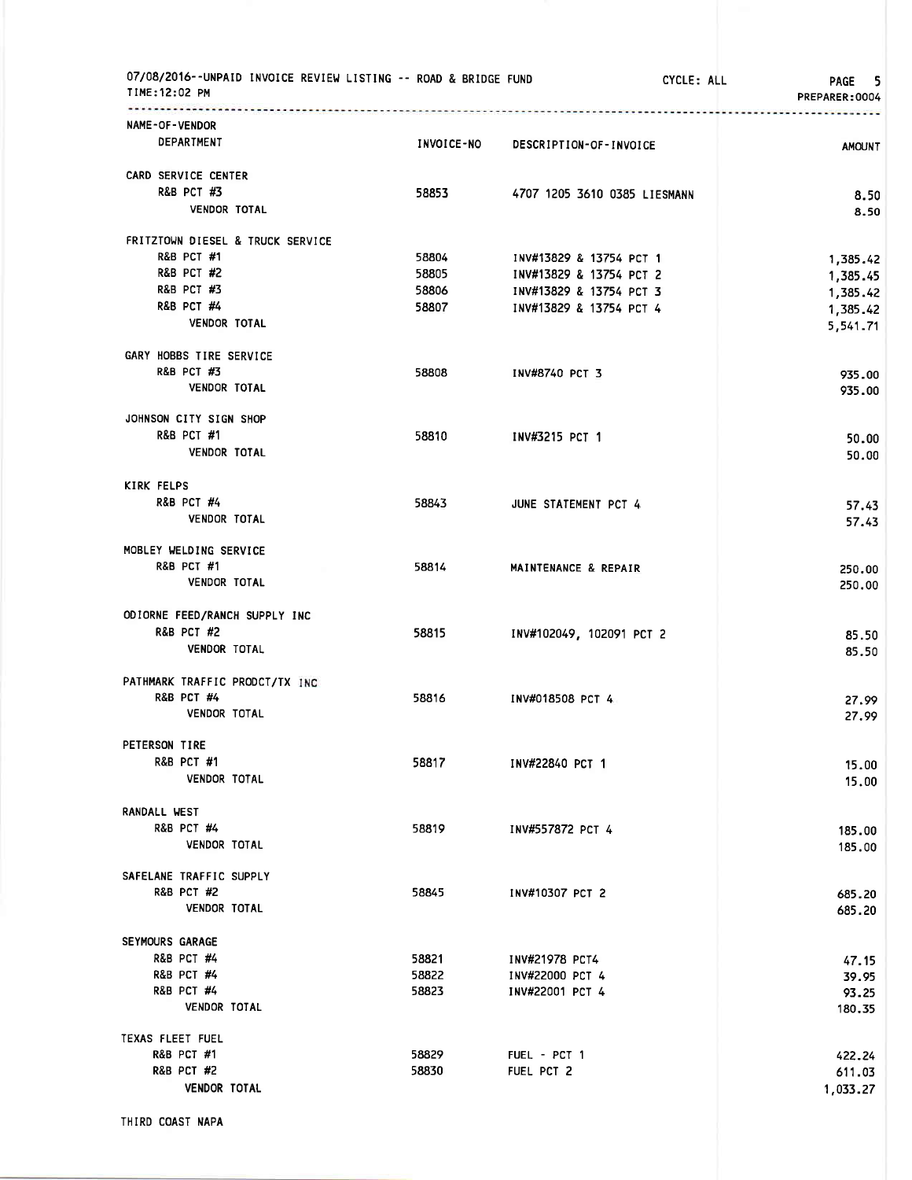07/08/2016--UNPAID INVOICE REVIEW LISTING -- ROAD & BRIDGE FUND CYCLE: ALL
TIME:12:02 PM PREPARER:0004

| NAME-OF-VENDOR / DEPARTMENT | INVOICE-NO | DESCRIPTION-OF-INVOICE | AMOUNT |
|---|---|---|---|
| CARD SERVICE CENTER | | | |
| R&B PCT #3 | 58853 | 4707 1205 3610 0385 LIESMANN | 8.50 |
| VENDOR TOTAL | | | 8.50 |
| FRITZTOWN DIESEL & TRUCK SERVICE | | | |
| R&B PCT #1 | 58804 | INV#13829 & 13754 PCT 1 | 1,385.42 |
| R&B PCT #2 | 58805 | INV#13829 & 13754 PCT 2 | 1,385.45 |
| R&B PCT #3 | 58806 | INV#13829 & 13754 PCT 3 | 1,385.42 |
| R&B PCT #4 | 58807 | INV#13829 & 13754 PCT 4 | 1,385.42 |
| VENDOR TOTAL | | | 5,541.71 |
| GARY HOBBS TIRE SERVICE | | | |
| R&B PCT #3 | 58808 | INV#8740 PCT 3 | 935.00 |
| VENDOR TOTAL | | | 935.00 |
| JOHNSON CITY SIGN SHOP | | | |
| R&B PCT #1 | 58810 | INV#3215 PCT 1 | 50.00 |
| VENDOR TOTAL | | | 50.00 |
| KIRK FELPS | | | |
| R&B PCT #4 | 58843 | JUNE STATEMENT PCT 4 | 57.43 |
| VENDOR TOTAL | | | 57.43 |
| MOBLEY WELDING SERVICE | | | |
| R&B PCT #1 | 58814 | MAINTENANCE & REPAIR | 250.00 |
| VENDOR TOTAL | | | 250.00 |
| ODIORNE FEED/RANCH SUPPLY INC | | | |
| R&B PCT #2 | 58815 | INV#102049, 102091 PCT 2 | 85.50 |
| VENDOR TOTAL | | | 85.50 |
| PATHMARK TRAFFIC PRODCT/TX INC | | | |
| R&B PCT #4 | 58816 | INV#018508 PCT 4 | 27.99 |
| VENDOR TOTAL | | | 27.99 |
| PETERSON TIRE | | | |
| R&B PCT #1 | 58817 | INV#22840 PCT 1 | 15.00 |
| VENDOR TOTAL | | | 15.00 |
| RANDALL WEST | | | |
| R&B PCT #4 | 58819 | INV#557872 PCT 4 | 185.00 |
| VENDOR TOTAL | | | 185.00 |
| SAFELANE TRAFFIC SUPPLY | | | |
| R&B PCT #2 | 58845 | INV#10307 PCT 2 | 685.20 |
| VENDOR TOTAL | | | 685.20 |
| SEYMOURS GARAGE | | | |
| R&B PCT #4 | 58821 | INV#21978 PCT4 | 47.15 |
| R&B PCT #4 | 58822 | INV#22000 PCT 4 | 39.95 |
| R&B PCT #4 | 58823 | INV#22001 PCT 4 | 93.25 |
| VENDOR TOTAL | | | 180.35 |
| TEXAS FLEET FUEL | | | |
| R&B PCT #1 | 58829 | FUEL - PCT 1 | 422.24 |
| R&B PCT #2 | 58830 | FUEL PCT 2 | 611.03 |
| VENDOR TOTAL | | | 1,033.27 |
| THIRD COAST NAPA | | | |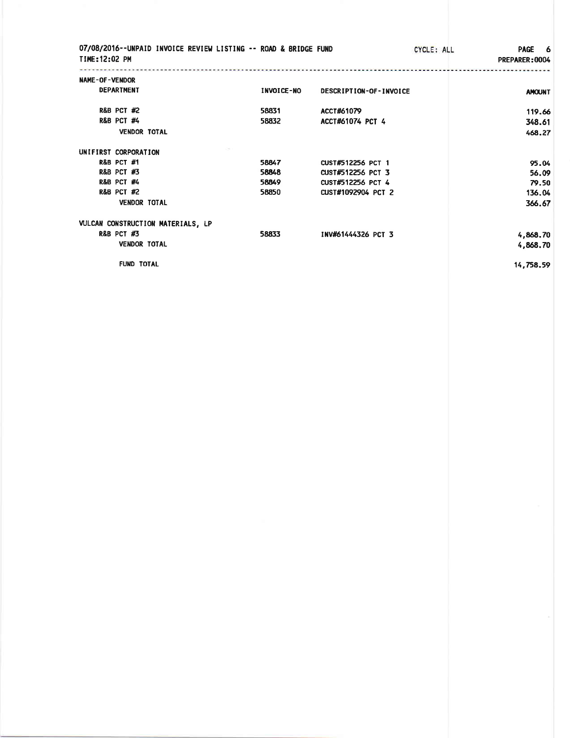07/08/2016--UNPAID INVOICE REVIEW LISTING -- ROAD & BRIDGE FUND CYCLE: ALL
TIME:12:02 PM PREPARER:0004

| NAME-OF-VENDOR<br>DEPARTMENT | INVOICE-NO | DESCRIPTION-OF-INVOICE | AMOUNT |
|---|---|---|---|
| R&B PCT #2 | 58831 | ACCT#61079 | 119.66 |
| R&B PCT #4 | 58832 | ACCT#61074 PCT 4 | 348.61 |
| VENDOR TOTAL | | | 468.27 |
| UNIFIRST CORPORATION | | | |
| R&B PCT #1 | 58847 | CUST#512256 PCT 1 | 95.04 |
| R&B PCT #3 | 58848 | CUST#512256 PCT 3 | 56.09 |
| R&B PCT #4 | 58849 | CUST#512256 PCT 4 | 79.50 |
| R&B PCT #2 | 58850 | CUST#1092904 PCT 2 | 136.04 |
| VENDOR TOTAL | | | 366.67 |
| VULCAN CONSTRUCTION MATERIALS, LP | | | |
| R&B PCT #3 | 58833 | INV#61444326 PCT 3 | 4,868.70 |
| VENDOR TOTAL | | | 4,868.70 |
| FUND TOTAL | | | 14,758.59 |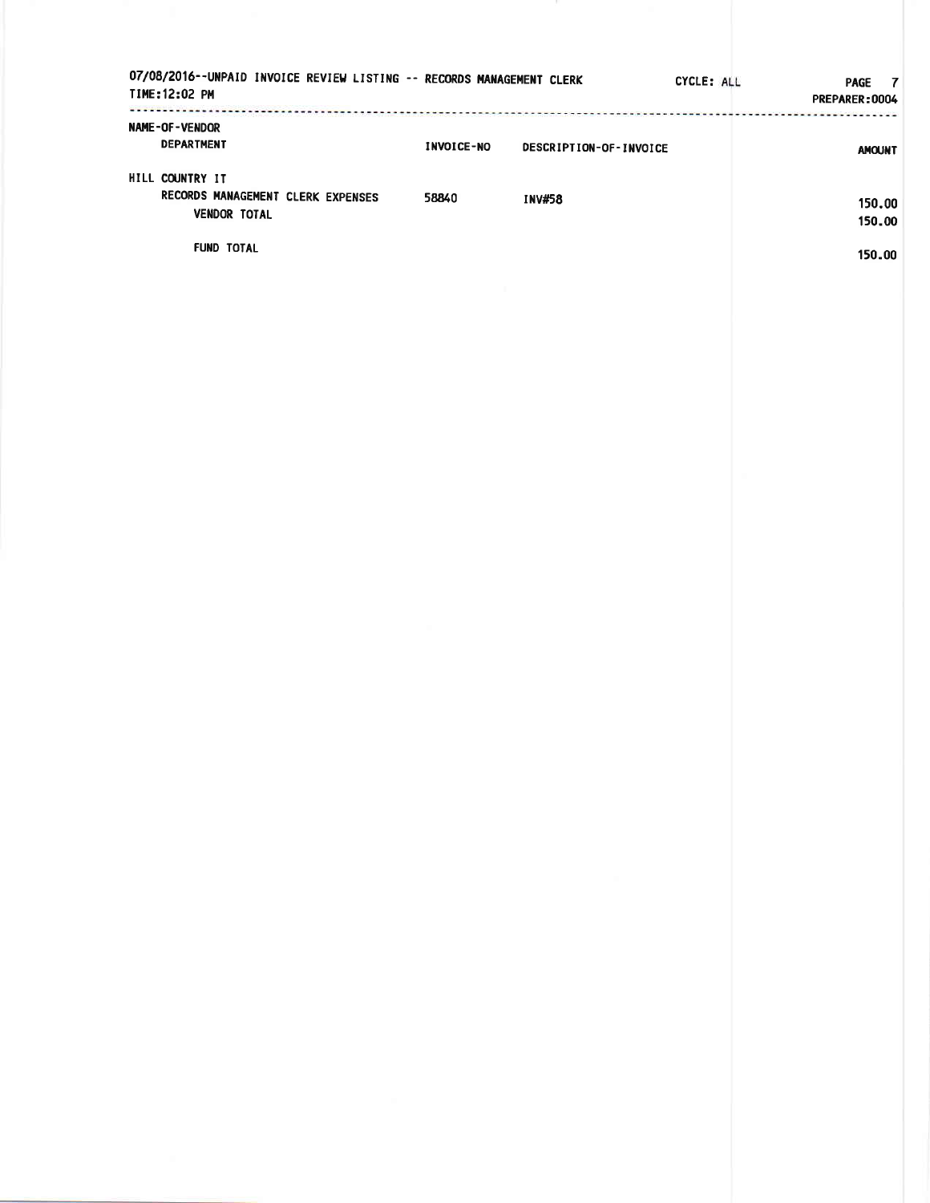07/08/2016--UNPAID INVOICE REVIEW LISTING -- RECORDS MANAGEMENT CLERK CYCLE: ALL

TIME:12:02 PM PREPARER:0004

| NAME-OF-VENDOR / DEPARTMENT | INVOICE-NO | DESCRIPTION-OF-INVOICE | AMOUNT |
|---|---|---|---|
| HILL COUNTRY IT | | | |
| RECORDS MANAGEMENT CLERK EXPENSES | 58840 | INV#58 | 150.00 |
| VENDOR TOTAL | | | 150.00 |
| FUND TOTAL | | | 150.00 |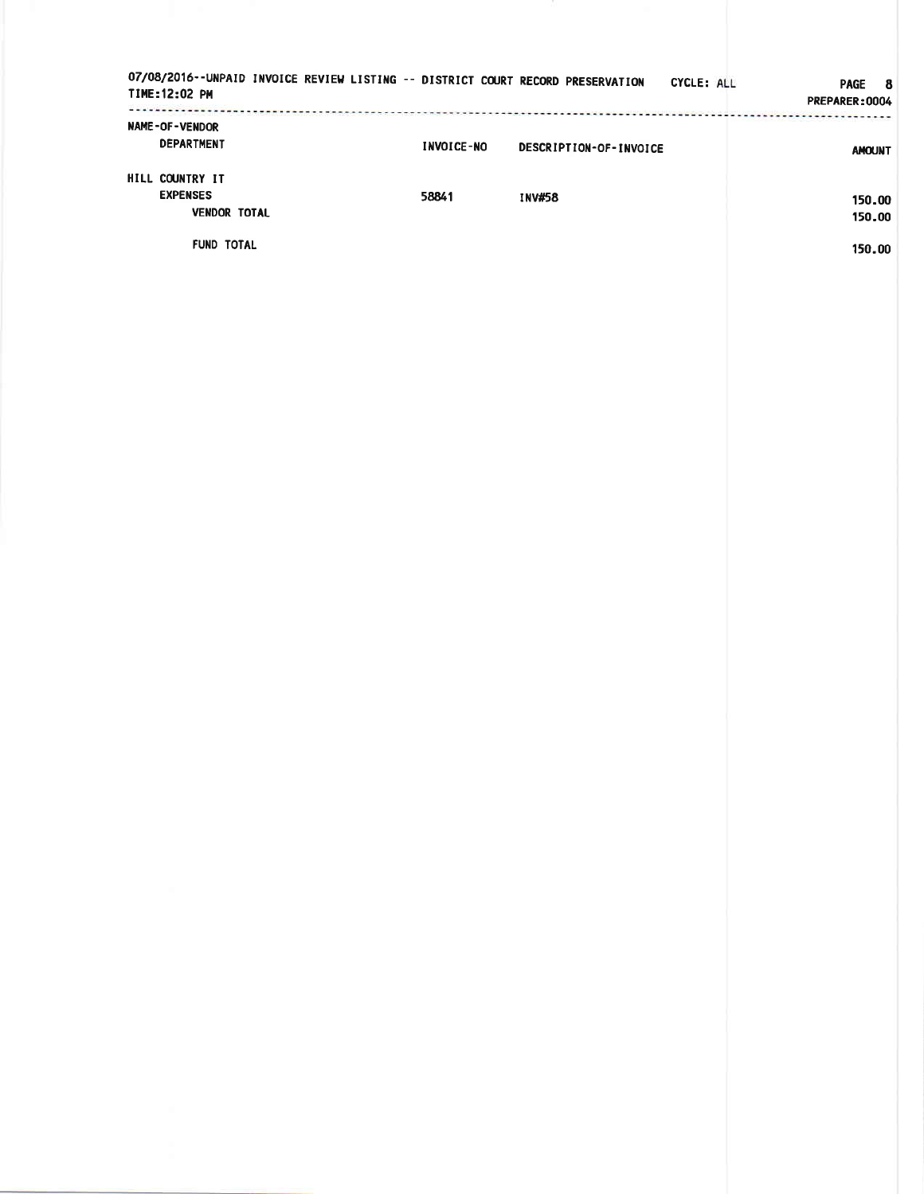07/08/2016--UNPAID INVOICE REVIEW LISTING -- DISTRICT COURT RECORD PRESERVATION CYCLE: ALL
TIME:12:02 PM
PREPARER:0004

| NAME-OF-VENDOR / DEPARTMENT | INVOICE-NO | DESCRIPTION-OF-INVOICE | AMOUNT |
|---|---|---|---|
| HILL COUNTRY IT | | | |
| EXPENSES | 58841 | INV#58 | 150.00 |
| VENDOR TOTAL | | | 150.00 |
| FUND TOTAL | | | 150.00 |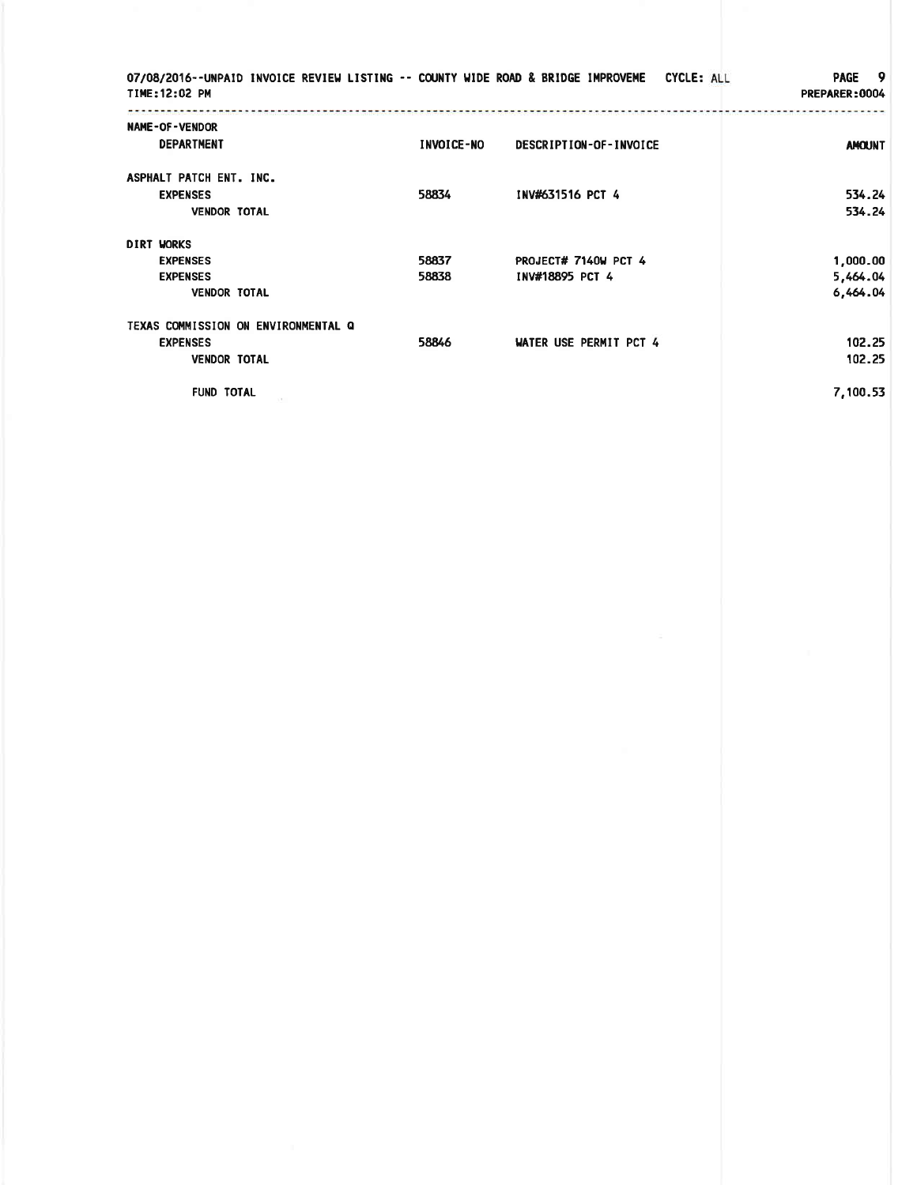07/08/2016--UNPAID INVOICE REVIEW LISTING -- COUNTY WIDE ROAD & BRIDGE IMPROVEME CYCLE: ALL
TIME:12:02 PM
PREPARER:0004

| NAME-OF-VENDOR DEPARTMENT | INVOICE-NO | DESCRIPTION-OF-INVOICE | AMOUNT |
|---|---|---|---|
| ASPHALT PATCH ENT. INC. | | | |
| EXPENSES | 58834 | INV#631516 PCT 4 | 534.24 |
| VENDOR TOTAL | | | 534.24 |
| DIRT WORKS | | | |
| EXPENSES | 58837 | PROJECT# 7140W PCT 4 | 1,000.00 |
| EXPENSES | 58838 | INV#18895 PCT 4 | 5,464.04 |
| VENDOR TOTAL | | | 6,464.04 |
| TEXAS COMMISSION ON ENVIRONMENTAL Q | | | |
| EXPENSES | 58846 | WATER USE PERMIT PCT 4 | 102.25 |
| VENDOR TOTAL | | | 102.25 |
| FUND TOTAL | | | 7,100.53 |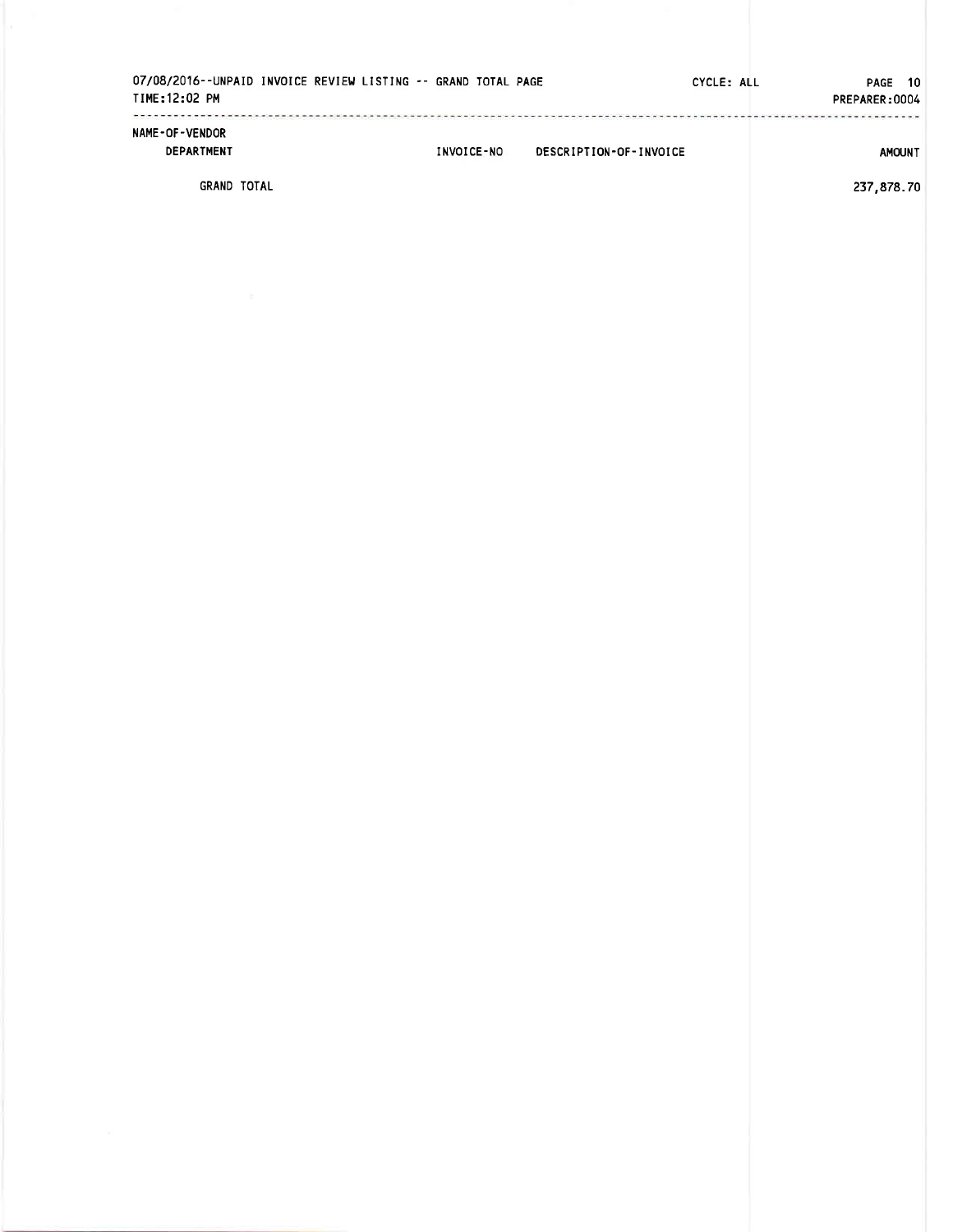07/08/2016--UNPAID INVOICE REVIEW LISTING -- GRAND TOTAL PAGE    CYCLE: ALL    PREPARER:0004

TIME:12:02 PM

| NAME-OF-VENDOR DEPARTMENT | INVOICE-NO | DESCRIPTION-OF-INVOICE | AMOUNT |
|---|---|---|---|
| GRAND TOTAL | | | 237,878.70 |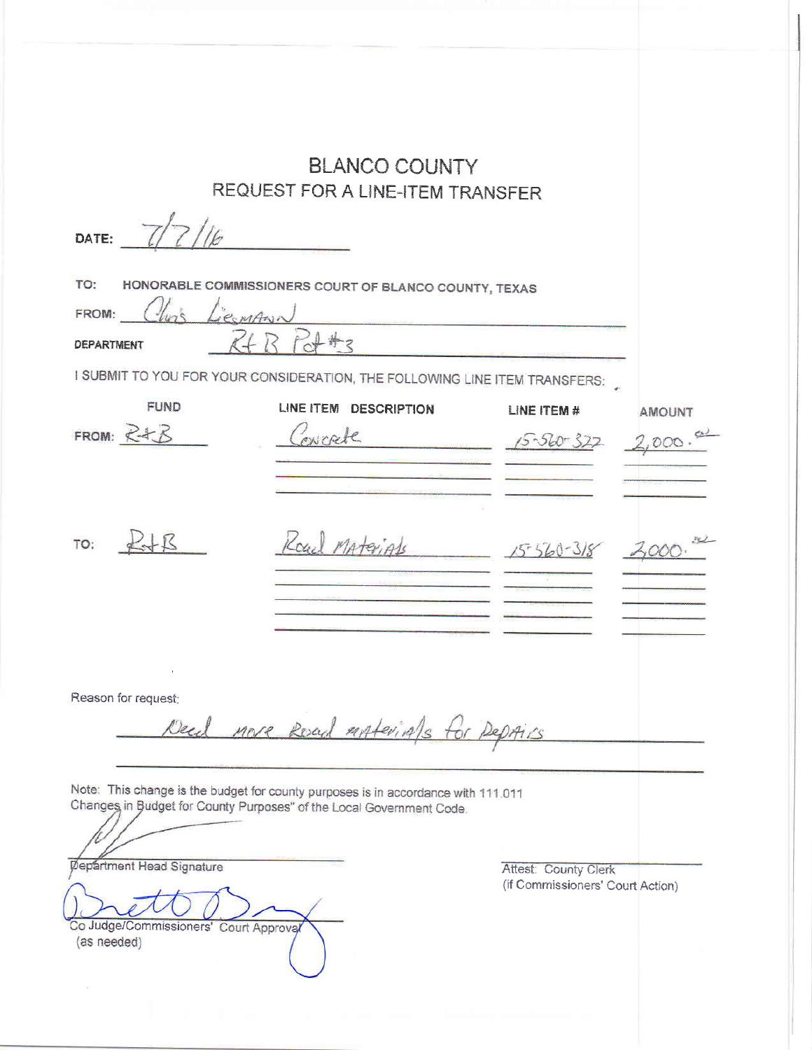# BLANCO COUNTY

## REQUEST FOR A LINE-ITEM TRANSFER

DATE: 7/7/16

TO: HONORABLE COMMISSIONERS COURT OF BLANCO COUNTY, TEXAS

FROM: Chris Liesmann

DEPARTMENT R+B Pct #3

I SUBMIT TO YOU FOR YOUR CONSIDERATION, THE FOLLOWING LINE ITEM TRANSFERS:

| | FUND | LINE ITEM DESCRIPTION | LINE ITEM # | AMOUNT |
|---|---|---|---|---|
| FROM: | R+B | Concrete | 15-560-322 | 2,000.00 |
| TO: | R+B | Road Materials | 15-560-318 | 2,000.00 |

Reason for request:

Need more Road materials for Repairs

Note: This change is the budget for county purposes is in accordance with 111.011 Changes in Budget for County Purposes" of the Local Government Code.

Department Head Signature

Attest: County Clerk
(if Commissioners' Court Action)

Co Judge/Commissioners' Court Approval
(as needed)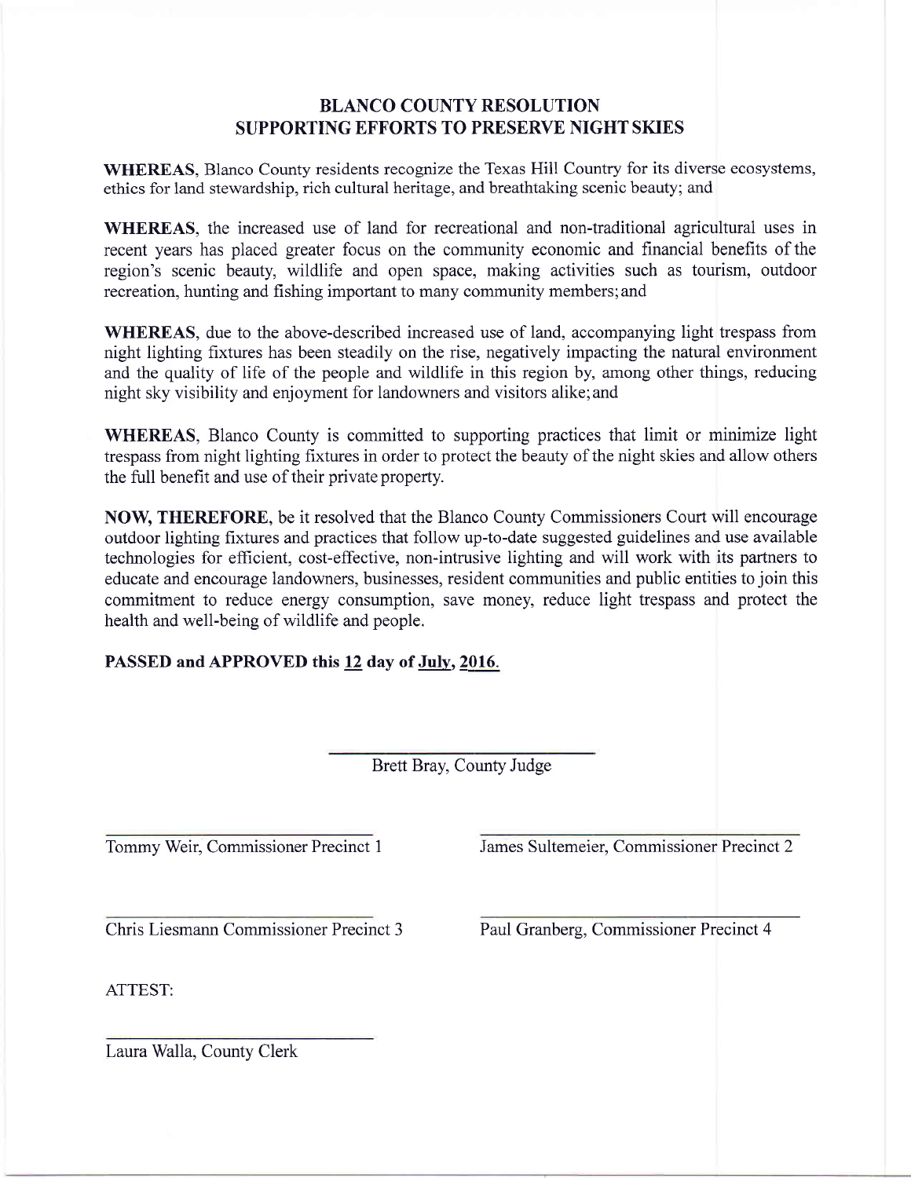# BLANCO COUNTY RESOLUTION
# SUPPORTING EFFORTS TO PRESERVE NIGHT SKIES

**WHEREAS**, Blanco County residents recognize the Texas Hill Country for its diverse ecosystems, ethics for land stewardship, rich cultural heritage, and breathtaking scenic beauty; and

**WHEREAS**, the increased use of land for recreational and non-traditional agricultural uses in recent years has placed greater focus on the community economic and financial benefits of the region's scenic beauty, wildlife and open space, making activities such as tourism, outdoor recreation, hunting and fishing important to many community members; and

**WHEREAS**, due to the above-described increased use of land, accompanying light trespass from night lighting fixtures has been steadily on the rise, negatively impacting the natural environment and the quality of life of the people and wildlife in this region by, among other things, reducing night sky visibility and enjoyment for landowners and visitors alike; and

**WHEREAS**, Blanco County is committed to supporting practices that limit or minimize light trespass from night lighting fixtures in order to protect the beauty of the night skies and allow others the full benefit and use of their private property.

**NOW, THEREFORE**, be it resolved that the Blanco County Commissioners Court will encourage outdoor lighting fixtures and practices that follow up-to-date suggested guidelines and use available technologies for efficient, cost-effective, non-intrusive lighting and will work with its partners to educate and encourage landowners, businesses, resident communities and public entities to join this commitment to reduce energy consumption, save money, reduce light trespass and protect the health and well-being of wildlife and people.

**PASSED and APPROVED this 12 day of July, 2016.**

\_\_\_\_\_\_\_\_\_\_\_\_\_\_\_\_\_\_\_\_\_\_\_\_\_\_\_\_
Brett Bray, County Judge

\_\_\_\_\_\_\_\_\_\_\_\_\_\_\_\_\_\_\_\_\_\_\_\_\_\_\_\_
Tommy Weir, Commissioner Precinct 1

\_\_\_\_\_\_\_\_\_\_\_\_\_\_\_\_\_\_\_\_\_\_\_\_\_\_\_\_
James Sultemeier, Commissioner Precinct 2

\_\_\_\_\_\_\_\_\_\_\_\_\_\_\_\_\_\_\_\_\_\_\_\_\_\_\_\_
Chris Liesmann Commissioner Precinct 3

\_\_\_\_\_\_\_\_\_\_\_\_\_\_\_\_\_\_\_\_\_\_\_\_\_\_\_\_
Paul Granberg, Commissioner Precinct 4

ATTEST:

\_\_\_\_\_\_\_\_\_\_\_\_\_\_\_\_\_\_\_\_\_\_\_\_\_\_\_\_
Laura Walla, County Clerk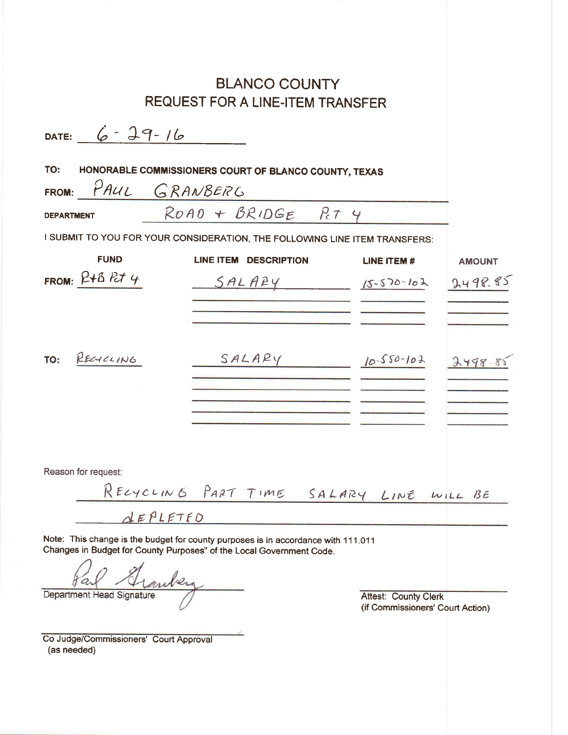# BLANCO COUNTY
## REQUEST FOR A LINE-ITEM TRANSFER

DATE: 6-29-16

TO: HONORABLE COMMISSIONERS COURT OF BLANCO COUNTY, TEXAS

FROM: PAUL GRANBERG

DEPARTMENT: ROAD + BRIDGE PCT 4

I SUBMIT TO YOU FOR YOUR CONSIDERATION, THE FOLLOWING LINE ITEM TRANSFERS:

| | FUND | LINE ITEM DESCRIPTION | LINE ITEM # | AMOUNT |
|---|---|---|---|---|
| FROM: | R+B Pct 4 | SALARY | 15-570-102 | 2498.85 |
| TO: | RECYCLING | SALARY | 10-550-102 | 2498.85 |

Reason for request:

RECYCLING PART TIME SALARY LINE WILL BE DEPLETED

Note: This change is the budget for county purposes is in accordance with 111.011 Changes in Budget for County Purposes" of the Local Government Code.

Paul Granberg

Department Head Signature

Attest: County Clerk
(if Commissioners' Court Action)

Co Judge/Commissioners' Court Approval
(as needed)